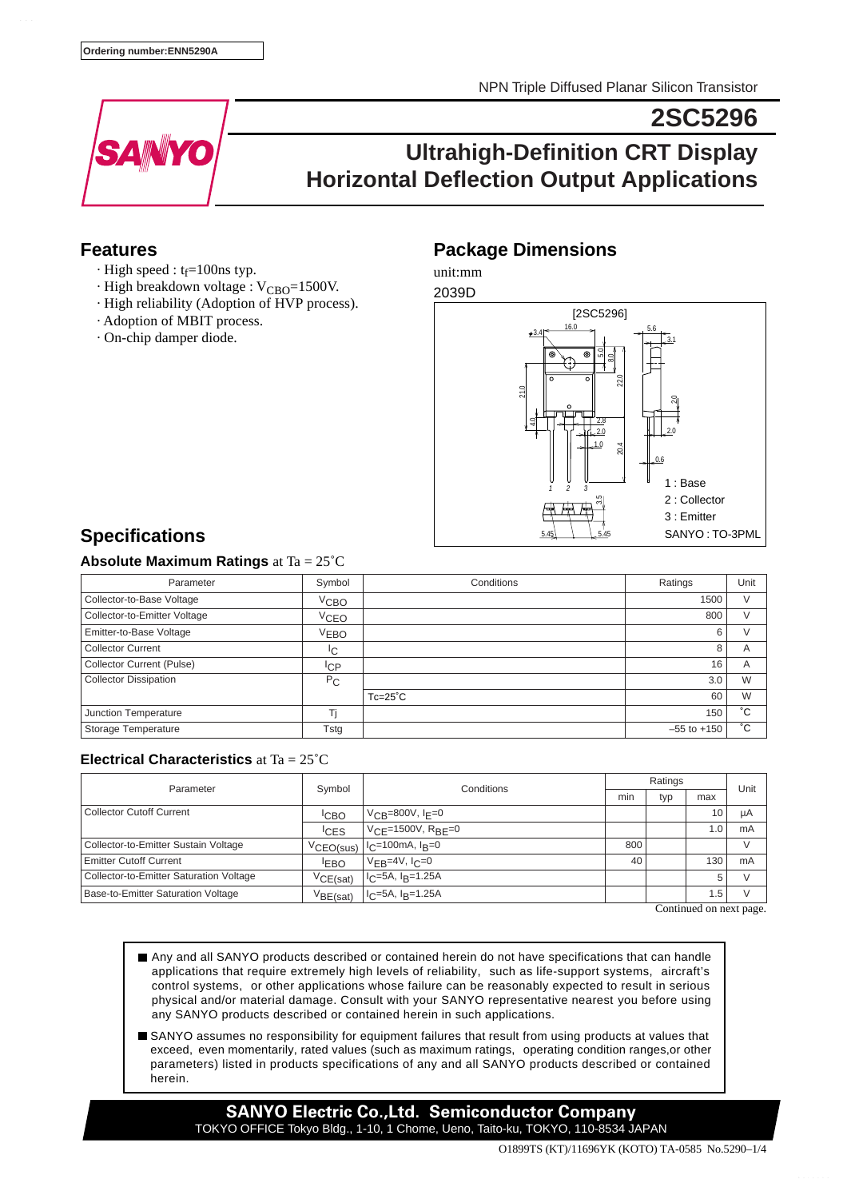Ordering number:ENN5290A

NPN Triple Diffused Planar Silicon Transistor

# 2SC5296

## Ultrahigh-Definition CRT Display Horizontal Deflection Output Applications

## Features

- · High speed : $t_f$=100ns typ.
- · High breakdown voltage : $V_{CBO}$=1500V.
- · High reliability (Adoption of HVP process).
- · Adoption of MBIT process.
- · On-chip damper diode.

## Package Dimensions

unit:mm

2039D

[2SC5296]

1 : Base
2 : Collector
3 : Emitter

SANYO : TO-3PML

## Specifications

### Absolute Maximum Ratings at Ta = 25˚C

| Parameter | Symbol | Conditions | Ratings | Unit |
|---|---|---|---|---|
| Collector-to-Base Voltage | $V_{CBO}$ | | 1500 | V |
| Collector-to-Emitter Voltage | $V_{CEO}$ | | 800 | V |
| Emitter-to-Base Voltage | $V_{EBO}$ | | 6 | V |
| Collector Current | $I_C$ | | 8 | A |
| Collector Current (Pulse) | $I_{CP}$ | | 16 | A |
| Collector Dissipation | $P_C$ | | 3.0 | W |
| | | Tc=25˚C | 60 | W |
| Junction Temperature | Tj | | 150 | ˚C |
| Storage Temperature | Tstg | | –55 to +150 | ˚C |

### Electrical Characteristics at Ta = 25˚C

| Parameter | Symbol | Conditions | Ratings | | | Unit |
|---|---|---|---|---|---|---|
| | | | min | typ | max | |
| Collector Cutoff Current | $I_{CBO}$ | $V_{CB}$=800V, $I_E$=0 | | | 10 | µA |
| | $I_{CES}$ | $V_{CE}$=1500V, $R_{BE}$=0 | | | 1.0 | mA |
| Collector-to-Emitter Sustain Voltage | $V_{CEO(sus)}$ | $I_C$=100mA, $I_B$=0 | 800 | | | V |
| Emitter Cutoff Current | $I_{EBO}$ | $V_{EB}$=4V, $I_C$=0 | 40 | | 130 | mA |
| Collector-to-Emitter Saturation Voltage | $V_{CE(sat)}$ | $I_C$=5A, $I_B$=1.25A | | | 5 | V |
| Base-to-Emitter Saturation Voltage | $V_{BE(sat)}$ | $I_C$=5A, $I_B$=1.25A | | | 1.5 | V |

Continued on next page.

- ■ Any and all SANYO products described or contained herein do not have specifications that can handle applications that require extremely high levels of reliability, such as life-support systems, aircraft's control systems, or other applications whose failure can be reasonably expected to result in serious physical and/or material damage. Consult with your SANYO representative nearest you before using any SANYO products described or contained herein in such applications.
- ■ SANYO assumes no responsibility for equipment failures that result from using products at values that exceed, even momentarily, rated values (such as maximum ratings, operating condition ranges,or other parameters) listed in products specifications of any and all SANYO products described or contained herein.

**SANYO Electric Co.,Ltd. Semiconductor Company**

TOKYO OFFICE Tokyo Bldg., 1-10, 1 Chome, Ueno, Taito-ku, TOKYO, 110-8534 JAPAN

O1899TS (KT)/11696YK (KOTO) TA-0585 No.5290–1/4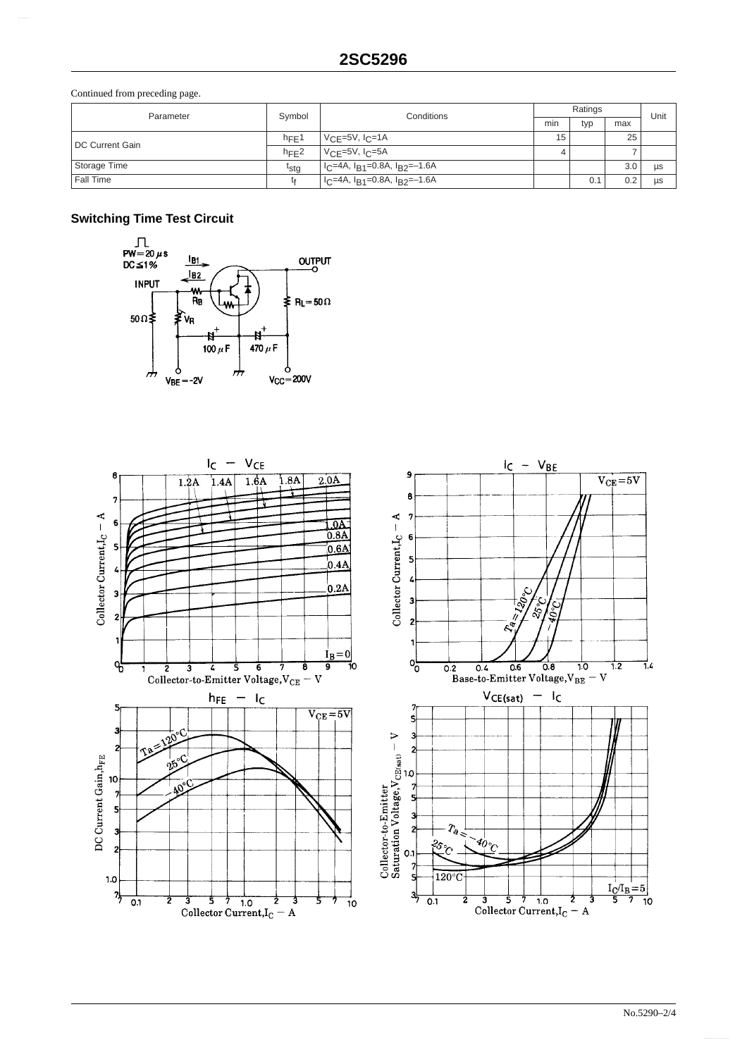Continued from preceding page.

| Parameter | Symbol | Conditions | Ratings | | | Unit |
|---|---|---|---|---|---|---|
| | | | min | typ | max | |
| DC Current Gain | $h_{FE}1$ | $V_{CE}$=5V, $I_C$=1A | 15 | | 25 | |
| | $h_{FE}2$ | $V_{CE}$=5V, $I_C$=5A | 4 | | 7 | |
| Storage Time | $t_{stg}$ | $I_C$=4A, $I_{B1}$=0.8A, $I_{B2}$=–1.6A | | | 3.0 | µs |
| Fall Time | $t_f$ | $I_C$=4A, $I_{B1}$=0.8A, $I_{B2}$=–1.6A | | 0.1 | 0.2 | µs |

## Switching Time Test Circuit

PW=20 µs
DC≦1%
INPUT
$I_{B1}$
$I_{B2}$
$R_B$
$V_R$
50Ω
100 µF
470 µF
$R_L$=50Ω
OUTPUT
$V_{BE}$=–2V
$V_{CC}$=200V

$I_C$ – $V_{CE}$

$I_C$ – $V_{BE}$

$h_{FE}$ – $I_C$

$V_{CE(sat)}$ – $I_C$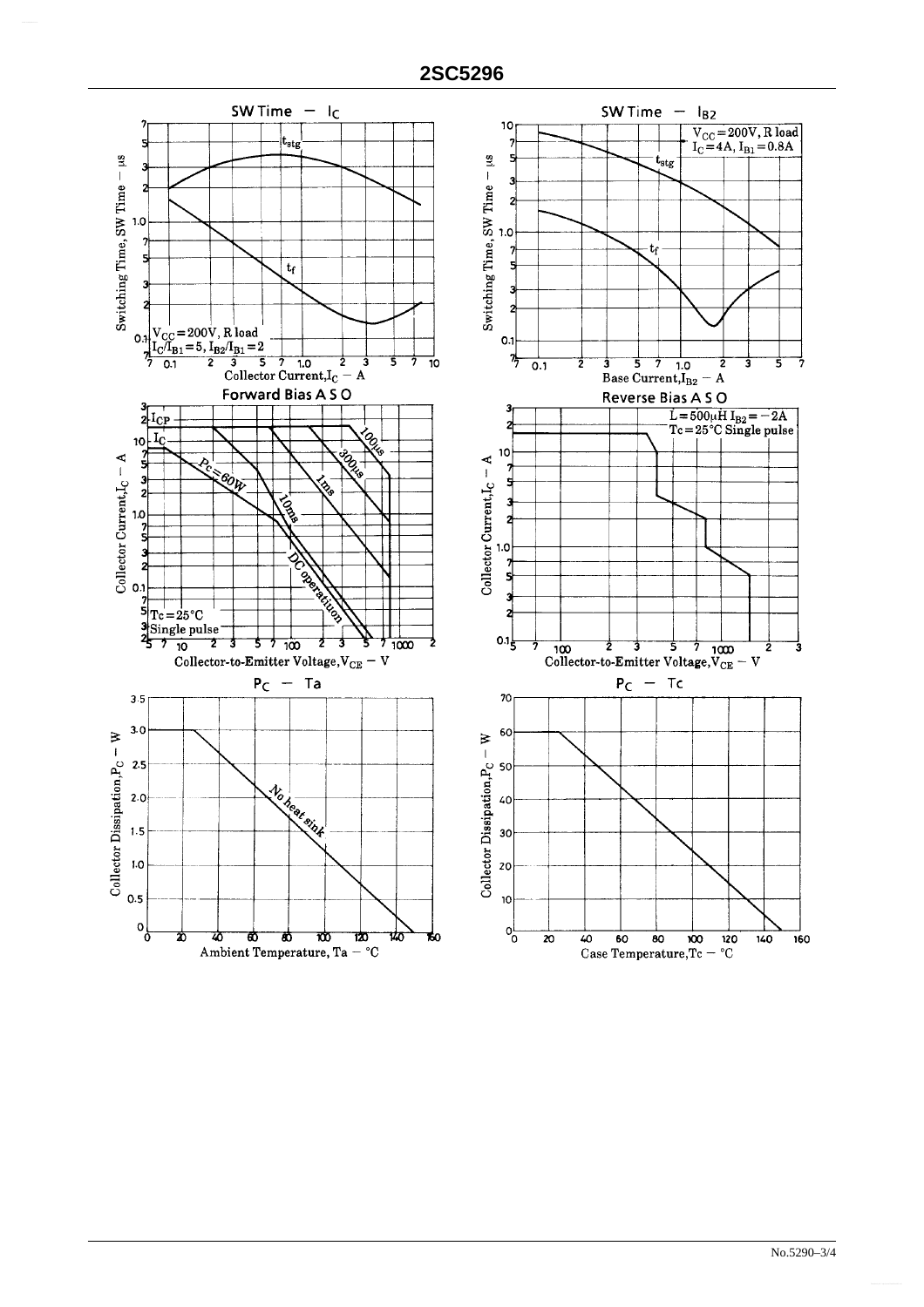### SW Time — $I_C$

Switching Time, SW Time – μs

$V_{CC}$=200V, R load
$I_C/I_{B1}$=5, $I_{B2}/I_{B1}$=2

$t_{stg}$, $t_f$

Collector Current, $I_C$ – A

### SW Time — $I_{B2}$

Switching Time, SW Time – μs

$V_{CC}$=200V, R load
$I_C$=4A, $I_{B1}$=0.8A

$t_{stg}$, $t_f$

Base Current, $I_{B2}$ – A

### Forward Bias A S O

Collector Current, $I_C$ – A

$I_{CP}$, $I_C$

$P_C$=60W, 100μs, 300μs, 1ms, 10ms, DC operation

Tc=25°C
Single pulse

Collector-to-Emitter Voltage, $V_{CE}$ – V

### Reverse Bias A S O

Collector Current, $I_C$ – A

L=500μH $I_{B2}$=−2A
Tc=25°C Single pulse

Collector-to-Emitter Voltage, $V_{CE}$ – V

### $P_C$ — Ta

Collector Dissipation, $P_C$ – W

No heat sink

Ambient Temperature, Ta – °C

### $P_C$ — Tc

Collector Dissipation, $P_C$ – W

Case Temperature, Tc – °C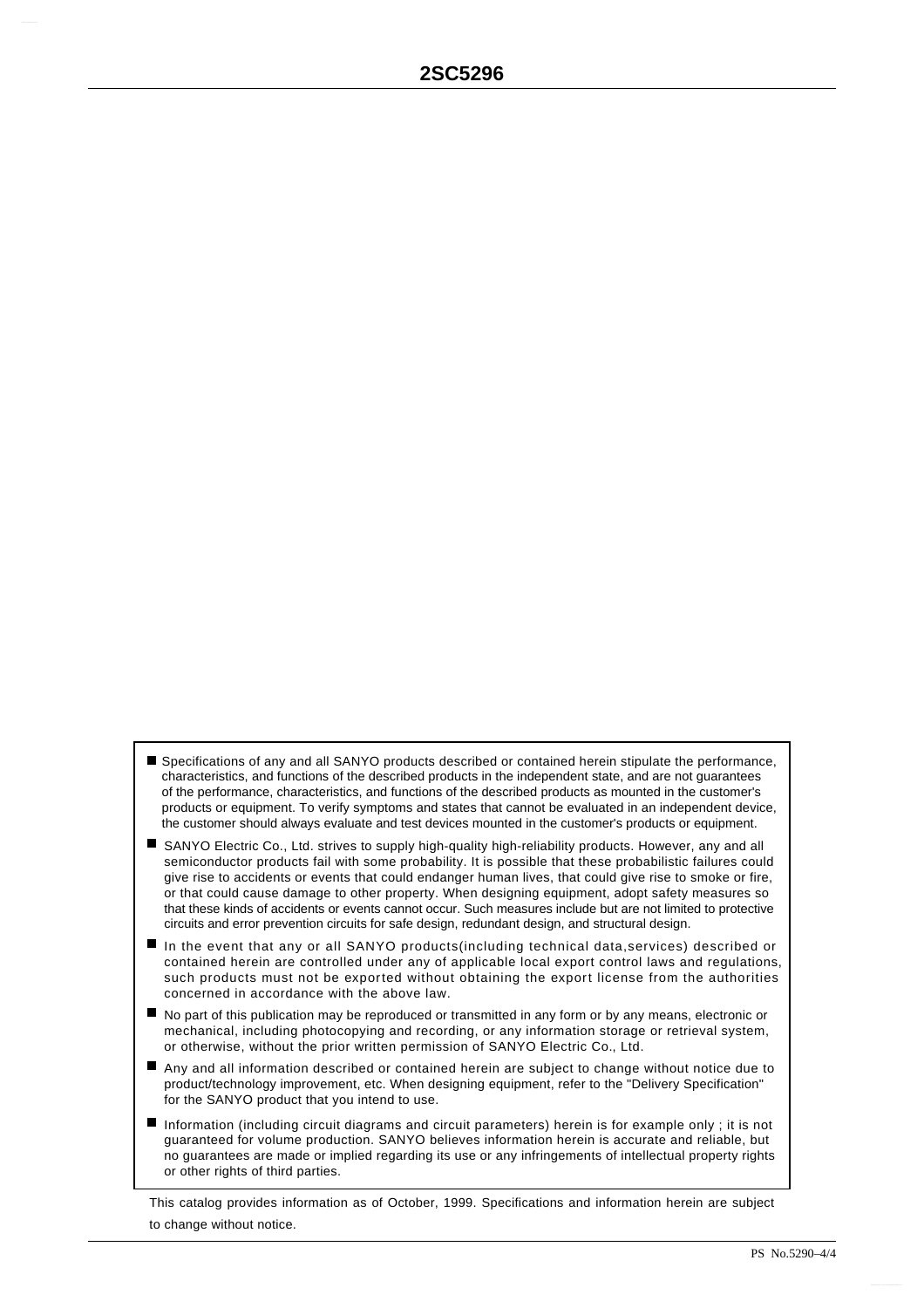- Specifications of any and all SANYO products described or contained herein stipulate the performance, characteristics, and functions of the described products in the independent state, and are not guarantees of the performance, characteristics, and functions of the described products as mounted in the customer's products or equipment. To verify symptoms and states that cannot be evaluated in an independent device, the customer should always evaluate and test devices mounted in the customer's products or equipment.
- SANYO Electric Co., Ltd. strives to supply high-quality high-reliability products. However, any and all semiconductor products fail with some probability. It is possible that these probabilistic failures could give rise to accidents or events that could endanger human lives, that could give rise to smoke or fire, or that could cause damage to other property. When designing equipment, adopt safety measures so that these kinds of accidents or events cannot occur. Such measures include but are not limited to protective circuits and error prevention circuits for safe design, redundant design, and structural design.
- In the event that any or all SANYO products(including technical data,services) described or contained herein are controlled under any of applicable local export control laws and regulations, such products must not be exported without obtaining the export license from the authorities concerned in accordance with the above law.
- No part of this publication may be reproduced or transmitted in any form or by any means, electronic or mechanical, including photocopying and recording, or any information storage or retrieval system, or otherwise, without the prior written permission of SANYO Electric Co., Ltd.
- Any and all information described or contained herein are subject to change without notice due to product/technology improvement, etc. When designing equipment, refer to the "Delivery Specification" for the SANYO product that you intend to use.
- Information (including circuit diagrams and circuit parameters) herein is for example only ; it is not guaranteed for volume production. SANYO believes information herein is accurate and reliable, but no guarantees are made or implied regarding its use or any infringements of intellectual property rights or other rights of third parties.

This catalog provides information as of October, 1999. Specifications and information herein are subject to change without notice.